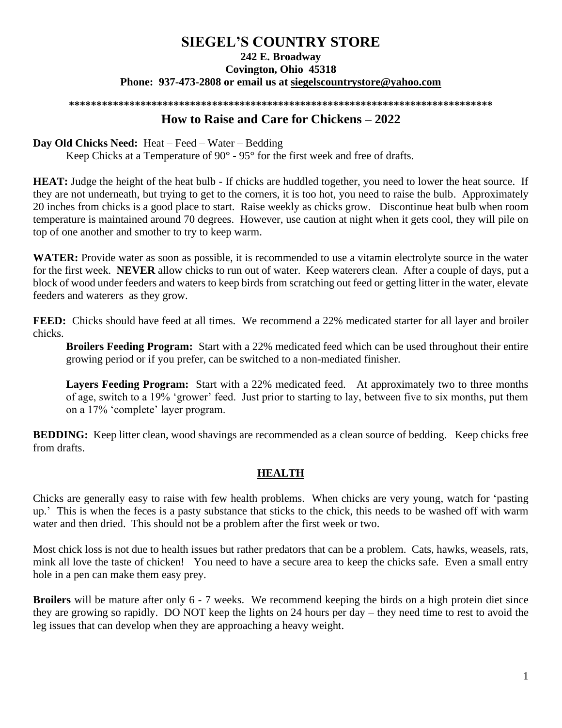# SIEGEL'S COUNTRY STORE

**242 E. Broadway**
**Covington, Ohio 45318**
**Phone: 937-473-2808 or email us at siegelscountrystore@yahoo.com**

**\*\*\*\*\*\*\*\*\*\*\*\*\*\*\*\*\*\*\*\*\*\*\*\*\*\*\*\*\*\*\*\*\*\*\*\*\*\*\*\*\*\*\*\*\*\*\*\*\*\*\*\*\*\*\*\*\*\*\*\*\*\*\*\*\*\*\*\*\*\*\*\*\*\*\*\***

## How to Raise and Care for Chickens – 2022

**Day Old Chicks Need:** Heat – Feed – Water – Bedding

Keep Chicks at a Temperature of 90° - 95° for the first week and free of drafts.

**HEAT:** Judge the height of the heat bulb - If chicks are huddled together, you need to lower the heat source. If they are not underneath, but trying to get to the corners, it is too hot, you need to raise the bulb. Approximately 20 inches from chicks is a good place to start. Raise weekly as chicks grow. Discontinue heat bulb when room temperature is maintained around 70 degrees. However, use caution at night when it gets cool, they will pile on top of one another and smother to try to keep warm.

**WATER:** Provide water as soon as possible, it is recommended to use a vitamin electrolyte source in the water for the first week. **NEVER** allow chicks to run out of water. Keep waterers clean. After a couple of days, put a block of wood under feeders and waters to keep birds from scratching out feed or getting litter in the water, elevate feeders and waterers as they grow.

**FEED:** Chicks should have feed at all times. We recommend a 22% medicated starter for all layer and broiler chicks.

**Broilers Feeding Program:** Start with a 22% medicated feed which can be used throughout their entire growing period or if you prefer, can be switched to a non-mediated finisher.

**Layers Feeding Program:** Start with a 22% medicated feed. At approximately two to three months of age, switch to a 19% 'grower' feed. Just prior to starting to lay, between five to six months, put them on a 17% 'complete' layer program.

**BEDDING:** Keep litter clean, wood shavings are recommended as a clean source of bedding. Keep chicks free from drafts.

## HEALTH

Chicks are generally easy to raise with few health problems. When chicks are very young, watch for 'pasting up.' This is when the feces is a pasty substance that sticks to the chick, this needs to be washed off with warm water and then dried. This should not be a problem after the first week or two.

Most chick loss is not due to health issues but rather predators that can be a problem. Cats, hawks, weasels, rats, mink all love the taste of chicken! You need to have a secure area to keep the chicks safe. Even a small entry hole in a pen can make them easy prey.

**Broilers** will be mature after only 6 - 7 weeks. We recommend keeping the birds on a high protein diet since they are growing so rapidly. DO NOT keep the lights on 24 hours per day – they need time to rest to avoid the leg issues that can develop when they are approaching a heavy weight.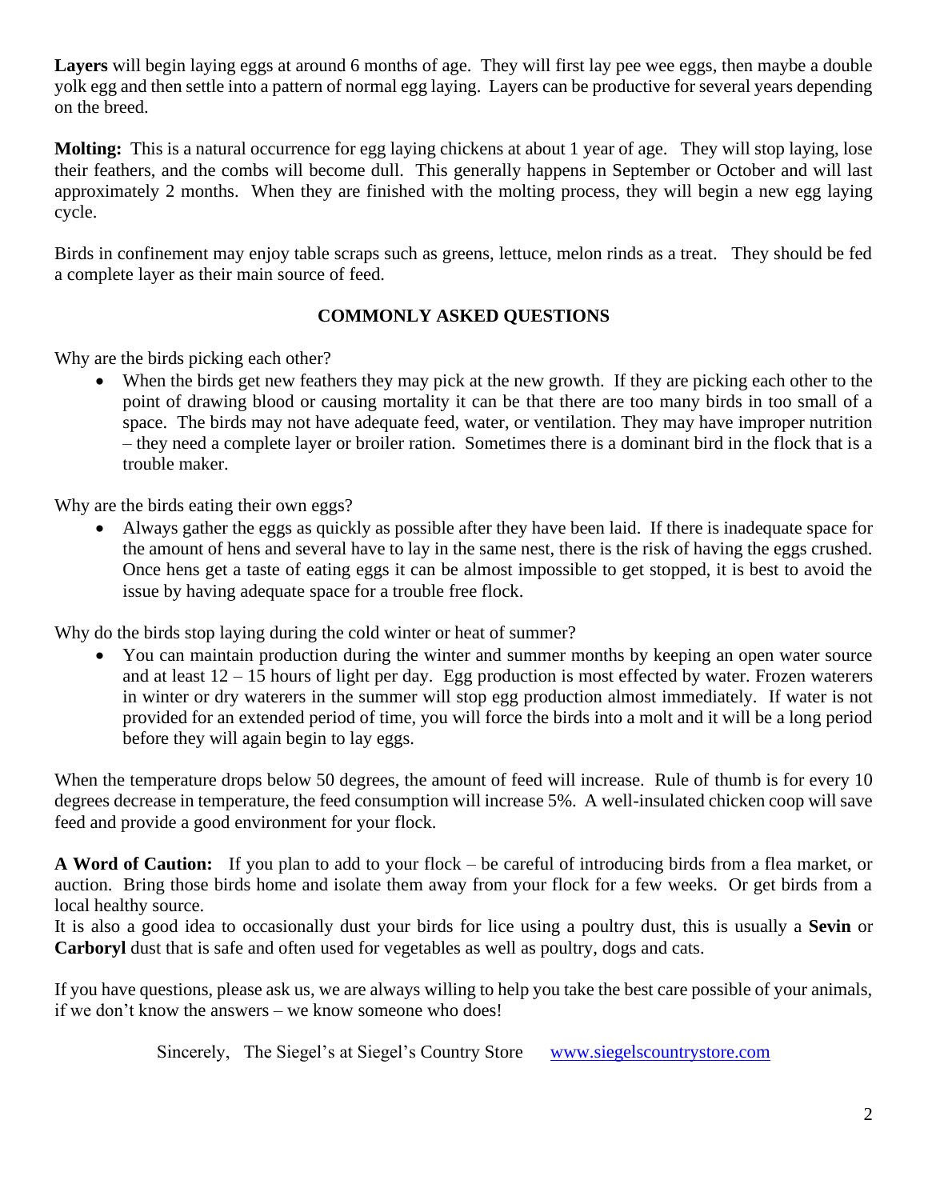**Layers** will begin laying eggs at around 6 months of age. They will first lay pee wee eggs, then maybe a double yolk egg and then settle into a pattern of normal egg laying. Layers can be productive for several years depending on the breed.

**Molting:** This is a natural occurrence for egg laying chickens at about 1 year of age. They will stop laying, lose their feathers, and the combs will become dull. This generally happens in September or October and will last approximately 2 months. When they are finished with the molting process, they will begin a new egg laying cycle.

Birds in confinement may enjoy table scraps such as greens, lettuce, melon rinds as a treat. They should be fed a complete layer as their main source of feed.

## COMMONLY ASKED QUESTIONS

Why are the birds picking each other?

- When the birds get new feathers they may pick at the new growth. If they are picking each other to the point of drawing blood or causing mortality it can be that there are too many birds in too small of a space. The birds may not have adequate feed, water, or ventilation. They may have improper nutrition – they need a complete layer or broiler ration. Sometimes there is a dominant bird in the flock that is a trouble maker.

Why are the birds eating their own eggs?

- Always gather the eggs as quickly as possible after they have been laid. If there is inadequate space for the amount of hens and several have to lay in the same nest, there is the risk of having the eggs crushed. Once hens get a taste of eating eggs it can be almost impossible to get stopped, it is best to avoid the issue by having adequate space for a trouble free flock.

Why do the birds stop laying during the cold winter or heat of summer?

- You can maintain production during the winter and summer months by keeping an open water source and at least 12 – 15 hours of light per day. Egg production is most effected by water. Frozen waterers in winter or dry waterers in the summer will stop egg production almost immediately. If water is not provided for an extended period of time, you will force the birds into a molt and it will be a long period before they will again begin to lay eggs.

When the temperature drops below 50 degrees, the amount of feed will increase. Rule of thumb is for every 10 degrees decrease in temperature, the feed consumption will increase 5%. A well-insulated chicken coop will save feed and provide a good environment for your flock.

**A Word of Caution:** If you plan to add to your flock – be careful of introducing birds from a flea market, or auction. Bring those birds home and isolate them away from your flock for a few weeks. Or get birds from a local healthy source.

It is also a good idea to occasionally dust your birds for lice using a poultry dust, this is usually a **Sevin** or **Carboryl** dust that is safe and often used for vegetables as well as poultry, dogs and cats.

If you have questions, please ask us, we are always willing to help you take the best care possible of your animals, if we don't know the answers – we know someone who does!

Sincerely, The Siegel's at Siegel's Country Store www.siegelscountrystore.com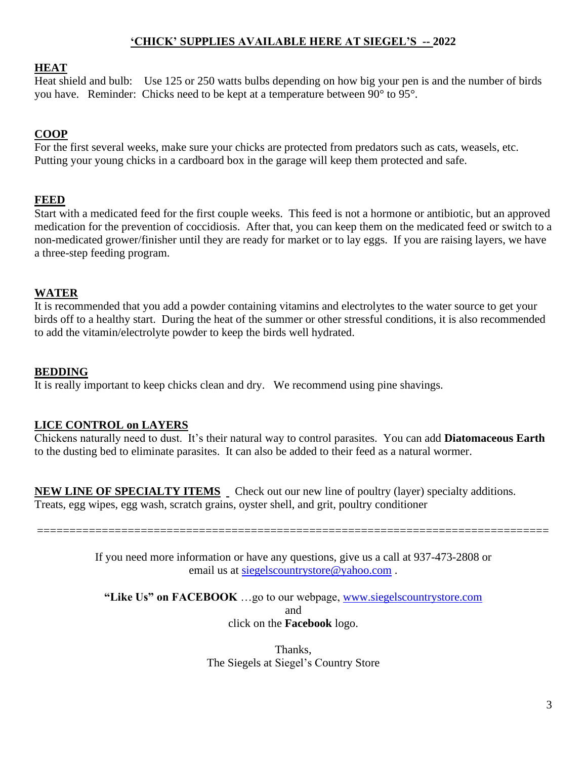## 'CHICK' SUPPLIES AVAILABLE HERE AT SIEGEL'S -- 2022

**HEAT**
Heat shield and bulb: Use 125 or 250 watts bulbs depending on how big your pen is and the number of birds you have. Reminder: Chicks need to be kept at a temperature between 90° to 95°.

**COOP**
For the first several weeks, make sure your chicks are protected from predators such as cats, weasels, etc. Putting your young chicks in a cardboard box in the garage will keep them protected and safe.

**FEED**
Start with a medicated feed for the first couple weeks. This feed is not a hormone or antibiotic, but an approved medication for the prevention of coccidiosis. After that, you can keep them on the medicated feed or switch to a non-medicated grower/finisher until they are ready for market or to lay eggs. If you are raising layers, we have a three-step feeding program.

**WATER**
It is recommended that you add a powder containing vitamins and electrolytes to the water source to get your birds off to a healthy start. During the heat of the summer or other stressful conditions, it is also recommended to add the vitamin/electrolyte powder to keep the birds well hydrated.

**BEDDING**
It is really important to keep chicks clean and dry. We recommend using pine shavings.

**LICE CONTROL on LAYERS**
Chickens naturally need to dust. It's their natural way to control parasites. You can add **Diatomaceous Earth** to the dusting bed to eliminate parasites. It can also be added to their feed as a natural wormer.

**NEW LINE OF SPECIALTY ITEMS** Check out our new line of poultry (layer) specialty additions. Treats, egg wipes, egg wash, scratch grains, oyster shell, and grit, poultry conditioner

================================================================================

If you need more information or have any questions, give us a call at 937-473-2808 or email us at siegelscountrystore@yahoo.com .

**"Like Us" on FACEBOOK** …go to our webpage, www.siegelscountrystore.com and click on the **Facebook** logo.

Thanks,
The Siegels at Siegel's Country Store